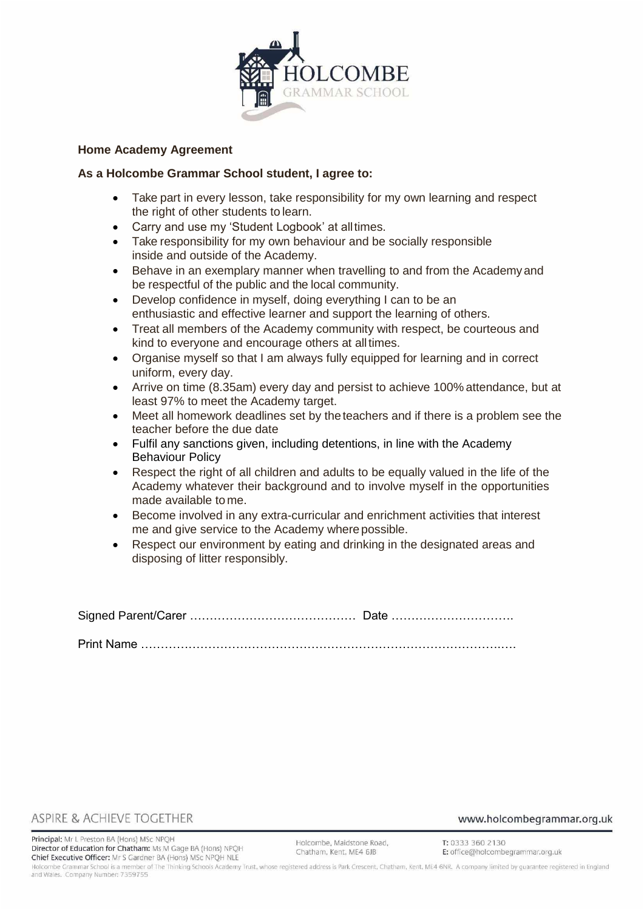**Home Academy Agreement**

**As a Holcombe Grammar School student, I agree to:**

- Take part in every lesson, take responsibility for my own learning and respect the right of other students to learn.
- Carry and use my 'Student Logbook' at all times.
- Take responsibility for my own behaviour and be socially responsible inside and outside of the Academy.
- Behave in an exemplary manner when travelling to and from the Academy and be respectful of the public and the local community.
- Develop confidence in myself, doing everything I can to be an enthusiastic and effective learner and support the learning of others.
- Treat all members of the Academy community with respect, be courteous and kind to everyone and encourage others at all times.
- Organise myself so that I am always fully equipped for learning and in correct uniform, every day.
- Arrive on time (8.35am) every day and persist to achieve 100% attendance, but at least 97% to meet the Academy target.
- Meet all homework deadlines set by the teachers and if there is a problem see the teacher before the due date
- Fulfil any sanctions given, including detentions, in line with the Academy Behaviour Policy
- Respect the right of all children and adults to be equally valued in the life of the Academy whatever their background and to involve myself in the opportunities made available to me.
- Become involved in any extra-curricular and enrichment activities that interest me and give service to the Academy where possible.
- Respect our environment by eating and drinking in the designated areas and disposing of litter responsibly.

Signed Parent/Carer …………………………………… Date ………………………….

Print Name …………………………………………………………………………….…

ASPIRE & ACHIEVE TOGETHER

www.holcombegrammar.org.uk

Principal: Mr L Preston BA (Hons) MSc NPQH
Director of Education for Chatham: Ms M Gage BA (Hons) NPQH
Chief Executive Officer: Mr S Gardner BA (Hons) MSc NPQH NLE

Holcombe, Maidstone Road, Chatham, Kent, ME4 6JB

T: 0333 360 2130
E: office@holcombegrammar.org.uk

Holcombe Grammar School is a member of The Thinking Schools Academy Trust, whose registered address is Park Crescent, Chatham, Kent, ME4 6NR. A company limited by guarantee registered in England and Wales. Company Number: 7359755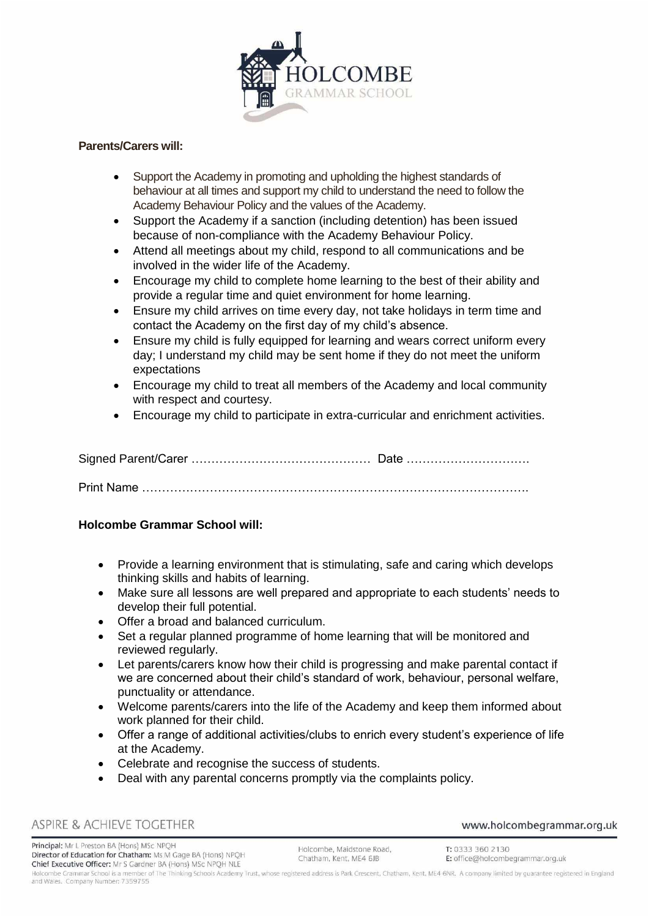**Parents/Carers will:**

- Support the Academy in promoting and upholding the highest standards of behaviour at all times and support my child to understand the need to follow the Academy Behaviour Policy and the values of the Academy.
- Support the Academy if a sanction (including detention) has been issued because of non-compliance with the Academy Behaviour Policy.
- Attend all meetings about my child, respond to all communications and be involved in the wider life of the Academy.
- Encourage my child to complete home learning to the best of their ability and provide a regular time and quiet environment for home learning.
- Ensure my child arrives on time every day, not take holidays in term time and contact the Academy on the first day of my child's absence.
- Ensure my child is fully equipped for learning and wears correct uniform every day; I understand my child may be sent home if they do not meet the uniform expectations
- Encourage my child to treat all members of the Academy and local community with respect and courtesy.
- Encourage my child to participate in extra-curricular and enrichment activities.

Signed Parent/Carer ……………………………………… Date …………………………

Print Name …………………………………………………………………………………….

**Holcombe Grammar School will:**

- Provide a learning environment that is stimulating, safe and caring which develops thinking skills and habits of learning.
- Make sure all lessons are well prepared and appropriate to each students' needs to develop their full potential.
- Offer a broad and balanced curriculum.
- Set a regular planned programme of home learning that will be monitored and reviewed regularly.
- Let parents/carers know how their child is progressing and make parental contact if we are concerned about their child's standard of work, behaviour, personal welfare, punctuality or attendance.
- Welcome parents/carers into the life of the Academy and keep them informed about work planned for their child.
- Offer a range of additional activities/clubs to enrich every student's experience of life at the Academy.
- Celebrate and recognise the success of students.
- Deal with any parental concerns promptly via the complaints policy.